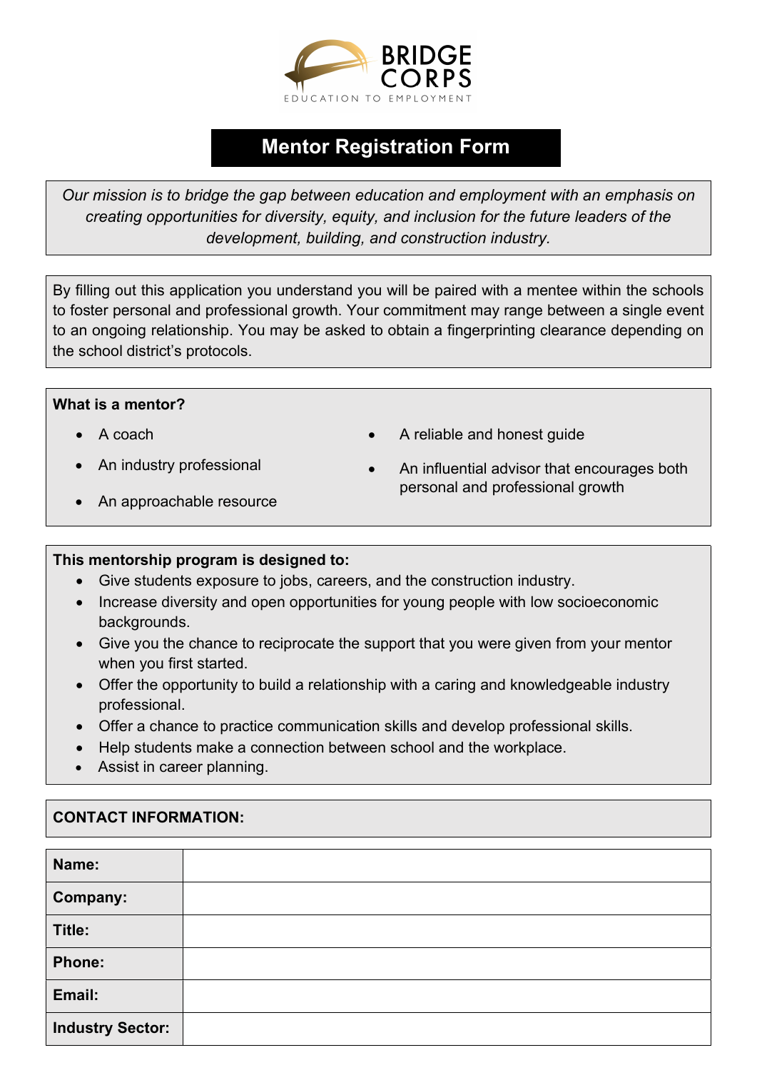BRIDGE CORPS

EDUCATION TO EMPLOYMENT

# Mentor Registration Form

*Our mission is to bridge the gap between education and employment with an emphasis on creating opportunities for diversity, equity, and inclusion for the future leaders of the development, building, and construction industry.*

By filling out this application you understand you will be paired with a mentee within the schools to foster personal and professional growth. Your commitment may range between a single event to an ongoing relationship. You may be asked to obtain a fingerprinting clearance depending on the school district's protocols.

**What is a mentor?**

- A coach
- An industry professional
- An approachable resource
- A reliable and honest guide
- An influential advisor that encourages both personal and professional growth

**This mentorship program is designed to:**

- Give students exposure to jobs, careers, and the construction industry.
- Increase diversity and open opportunities for young people with low socioeconomic backgrounds.
- Give you the chance to reciprocate the support that you were given from your mentor when you first started.
- Offer the opportunity to build a relationship with a caring and knowledgeable industry professional.
- Offer a chance to practice communication skills and develop professional skills.
- Help students make a connection between school and the workplace.
- Assist in career planning.

**CONTACT INFORMATION:**

| | |
|---|---|
| **Name:** | |
| **Company:** | |
| **Title:** | |
| **Phone:** | |
| **Email:** | |
| **Industry Sector:** | |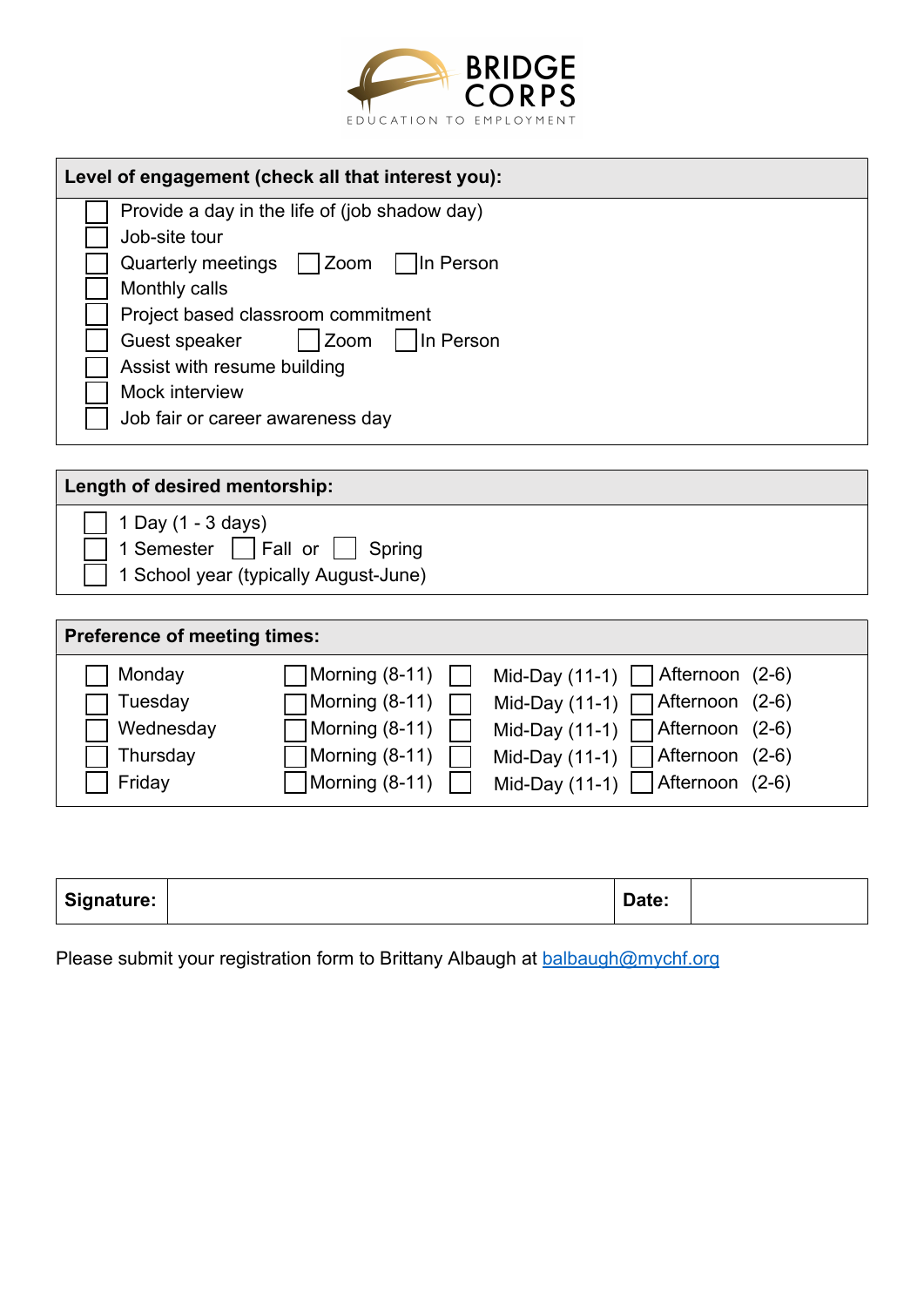BRIDGE CORPS
EDUCATION TO EMPLOYMENT

**Level of engagement (check all that interest you):**

- ☐ Provide a day in the life of (job shadow day)
- ☐ Job-site tour
- ☐ Quarterly meetings ☐ Zoom ☐ In Person
- ☐ Monthly calls
- ☐ Project based classroom commitment
- ☐ Guest speaker ☐ Zoom ☐ In Person
- ☐ Assist with resume building
- ☐ Mock interview
- ☐ Job fair or career awareness day

**Length of desired mentorship:**

- ☐ 1 Day (1 - 3 days)
- ☐ 1 Semester ☐ Fall or ☐ Spring
- ☐ 1 School year (typically August-June)

**Preference of meeting times:**

| | | | |
|---|---|---|---|
| ☐ Monday | ☐ Morning (8-11) | ☐ Mid-Day (11-1) | ☐ Afternoon (2-6) |
| ☐ Tuesday | ☐ Morning (8-11) | ☐ Mid-Day (11-1) | ☐ Afternoon (2-6) |
| ☐ Wednesday | ☐ Morning (8-11) | ☐ Mid-Day (11-1) | ☐ Afternoon (2-6) |
| ☐ Thursday | ☐ Morning (8-11) | ☐ Mid-Day (11-1) | ☐ Afternoon (2-6) |
| ☐ Friday | ☐ Morning (8-11) | ☐ Mid-Day (11-1) | ☐ Afternoon (2-6) |

| **Signature:** | | **Date:** | |
|---|---|---|---|

Please submit your registration form to Brittany Albaugh at balbaugh@mychf.org